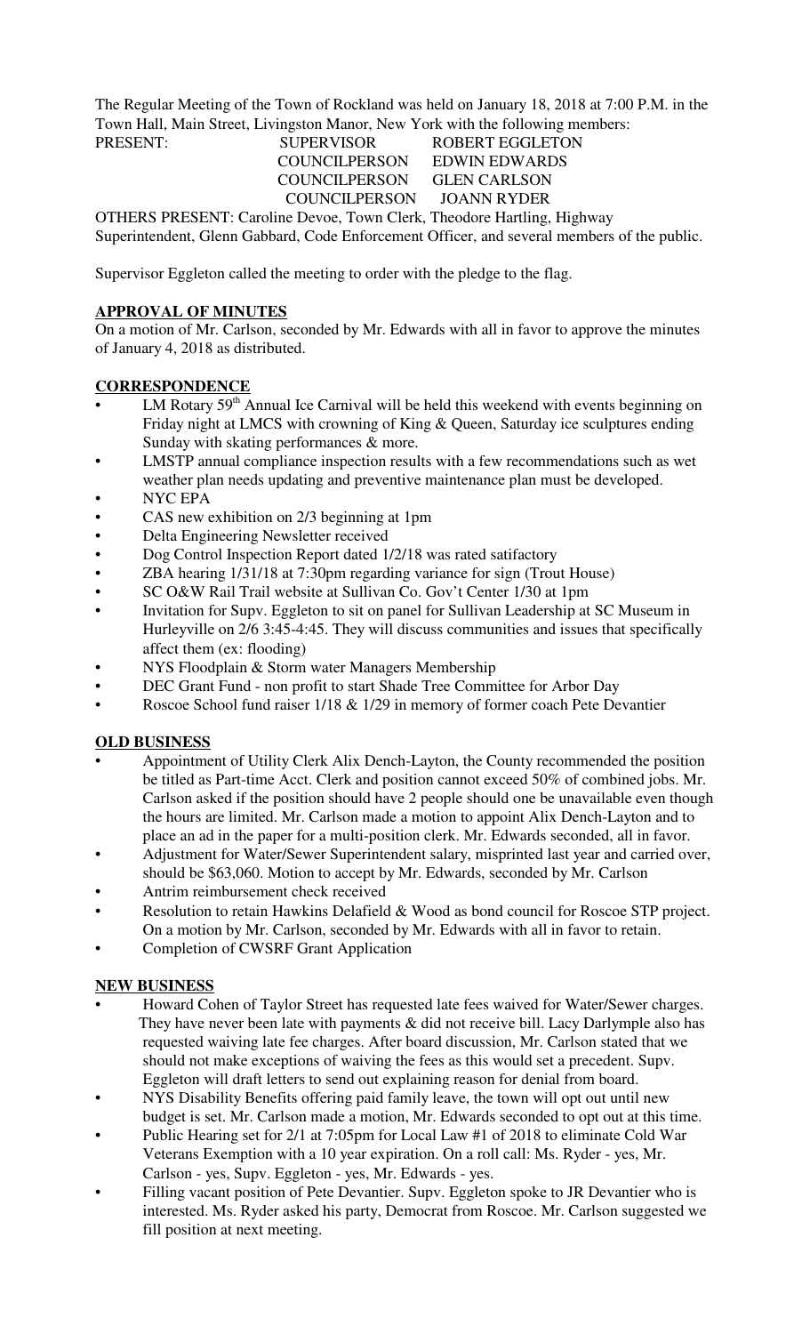The Regular Meeting of the Town of Rockland was held on January 18, 2018 at 7:00 P.M. in the Town Hall, Main Street, Livingston Manor, New York with the following members:

PRESENT: SUPERVISOR ROBERT EGGLETON
COUNCILPERSON EDWIN EDWARDS
COUNCILPERSON GLEN CARLSON
COUNCILPERSON JOANN RYDER

OTHERS PRESENT: Caroline Devoe, Town Clerk, Theodore Hartling, Highway Superintendent, Glenn Gabbard, Code Enforcement Officer, and several members of the public.

Supervisor Eggleton called the meeting to order with the pledge to the flag.

**APPROVAL OF MINUTES**

On a motion of Mr. Carlson, seconded by Mr. Edwards with all in favor to approve the minutes of January 4, 2018 as distributed.

**CORRESPONDENCE**

- LM Rotary 59th Annual Ice Carnival will be held this weekend with events beginning on Friday night at LMCS with crowning of King & Queen, Saturday ice sculptures ending Sunday with skating performances & more.
- LMSTP annual compliance inspection results with a few recommendations such as wet weather plan needs updating and preventive maintenance plan must be developed.
- NYC EPA
- CAS new exhibition on 2/3 beginning at 1pm
- Delta Engineering Newsletter received
- Dog Control Inspection Report dated 1/2/18 was rated satifactory
- ZBA hearing 1/31/18 at 7:30pm regarding variance for sign (Trout House)
- SC O&W Rail Trail website at Sullivan Co. Gov't Center 1/30 at 1pm
- Invitation for Supv. Eggleton to sit on panel for Sullivan Leadership at SC Museum in Hurleyville on 2/6 3:45-4:45. They will discuss communities and issues that specifically affect them (ex: flooding)
- NYS Floodplain & Storm water Managers Membership
- DEC Grant Fund - non profit to start Shade Tree Committee for Arbor Day
- Roscoe School fund raiser 1/18 & 1/29 in memory of former coach Pete Devantier

**OLD BUSINESS**

- Appointment of Utility Clerk Alix Dench-Layton, the County recommended the position be titled as Part-time Acct. Clerk and position cannot exceed 50% of combined jobs. Mr. Carlson asked if the position should have 2 people should one be unavailable even though the hours are limited. Mr. Carlson made a motion to appoint Alix Dench-Layton and to place an ad in the paper for a multi-position clerk. Mr. Edwards seconded, all in favor.
- Adjustment for Water/Sewer Superintendent salary, misprinted last year and carried over, should be $63,060. Motion to accept by Mr. Edwards, seconded by Mr. Carlson
- Antrim reimbursement check received
- Resolution to retain Hawkins Delafield & Wood as bond council for Roscoe STP project. On a motion by Mr. Carlson, seconded by Mr. Edwards with all in favor to retain.
- Completion of CWSRF Grant Application

**NEW BUSINESS**

- Howard Cohen of Taylor Street has requested late fees waived for Water/Sewer charges. They have never been late with payments & did not receive bill. Lacy Darlymple also has requested waiving late fee charges. After board discussion, Mr. Carlson stated that we should not make exceptions of waiving the fees as this would set a precedent. Supv. Eggleton will draft letters to send out explaining reason for denial from board.
- NYS Disability Benefits offering paid family leave, the town will opt out until new budget is set. Mr. Carlson made a motion, Mr. Edwards seconded to opt out at this time.
- Public Hearing set for 2/1 at 7:05pm for Local Law #1 of 2018 to eliminate Cold War Veterans Exemption with a 10 year expiration. On a roll call: Ms. Ryder - yes, Mr. Carlson - yes, Supv. Eggleton - yes, Mr. Edwards - yes.
- Filling vacant position of Pete Devantier. Supv. Eggleton spoke to JR Devantier who is interested. Ms. Ryder asked his party, Democrat from Roscoe. Mr. Carlson suggested we fill position at next meeting.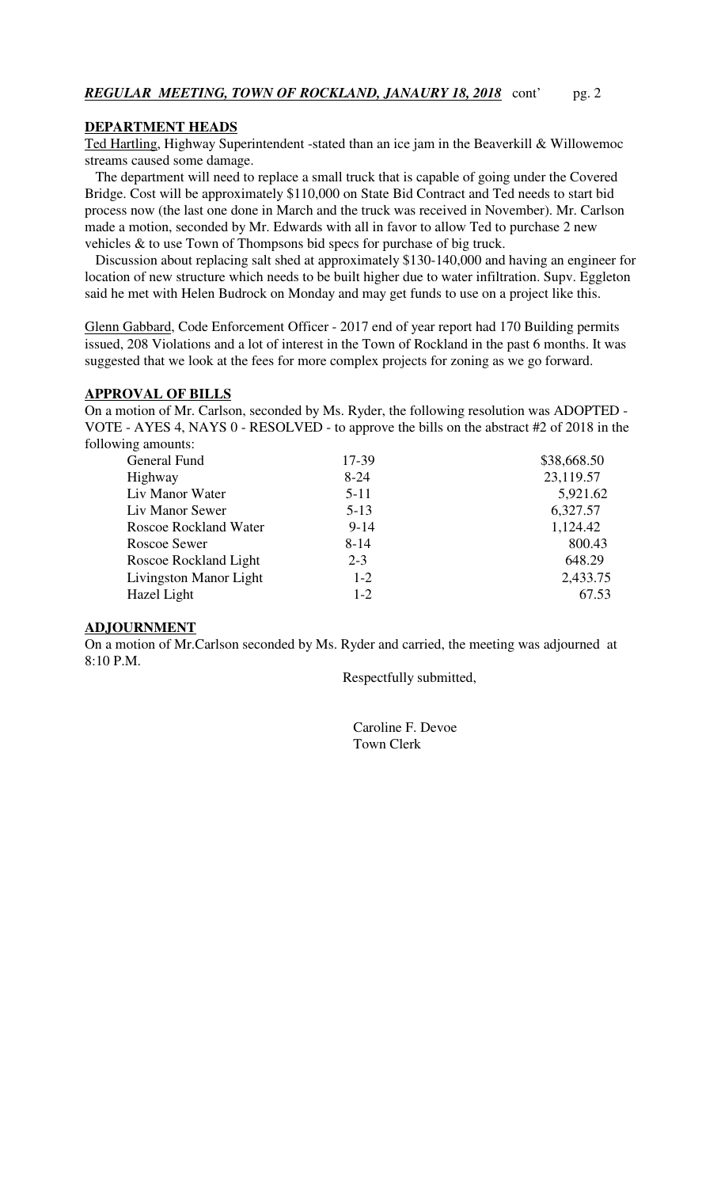**DEPARTMENT HEADS**

Ted Hartling, Highway Superintendent -stated than an ice jam in the Beaverkill & Willowemoc streams caused some damage.

The department will need to replace a small truck that is capable of going under the Covered Bridge. Cost will be approximately $110,000 on State Bid Contract and Ted needs to start bid process now (the last one done in March and the truck was received in November). Mr. Carlson made a motion, seconded by Mr. Edwards with all in favor to allow Ted to purchase 2 new vehicles & to use Town of Thompsons bid specs for purchase of big truck.

Discussion about replacing salt shed at approximately $130-140,000 and having an engineer for location of new structure which needs to be built higher due to water infiltration. Supv. Eggleton said he met with Helen Budrock on Monday and may get funds to use on a project like this.

Glenn Gabbard, Code Enforcement Officer - 2017 end of year report had 170 Building permits issued, 208 Violations and a lot of interest in the Town of Rockland in the past 6 months. It was suggested that we look at the fees for more complex projects for zoning as we go forward.

**APPROVAL OF BILLS**

On a motion of Mr. Carlson, seconded by Ms. Ryder, the following resolution was ADOPTED - VOTE - AYES 4, NAYS 0 - RESOLVED - to approve the bills on the abstract #2 of 2018 in the following amounts:

| | | |
|---|---|---|
| General Fund | 17-39 | $38,668.50 |
| Highway | 8-24 | 23,119.57 |
| Liv Manor Water | 5-11 | 5,921.62 |
| Liv Manor Sewer | 5-13 | 6,327.57 |
| Roscoe Rockland Water | 9-14 | 1,124.42 |
| Roscoe Sewer | 8-14 | 800.43 |
| Roscoe Rockland Light | 2-3 | 648.29 |
| Livingston Manor Light | 1-2 | 2,433.75 |
| Hazel Light | 1-2 | 67.53 |

**ADJOURNMENT**

On a motion of Mr.Carlson seconded by Ms. Ryder and carried, the meeting was adjourned at 8:10 P.M.

Respectfully submitted,

Caroline F. Devoe
Town Clerk